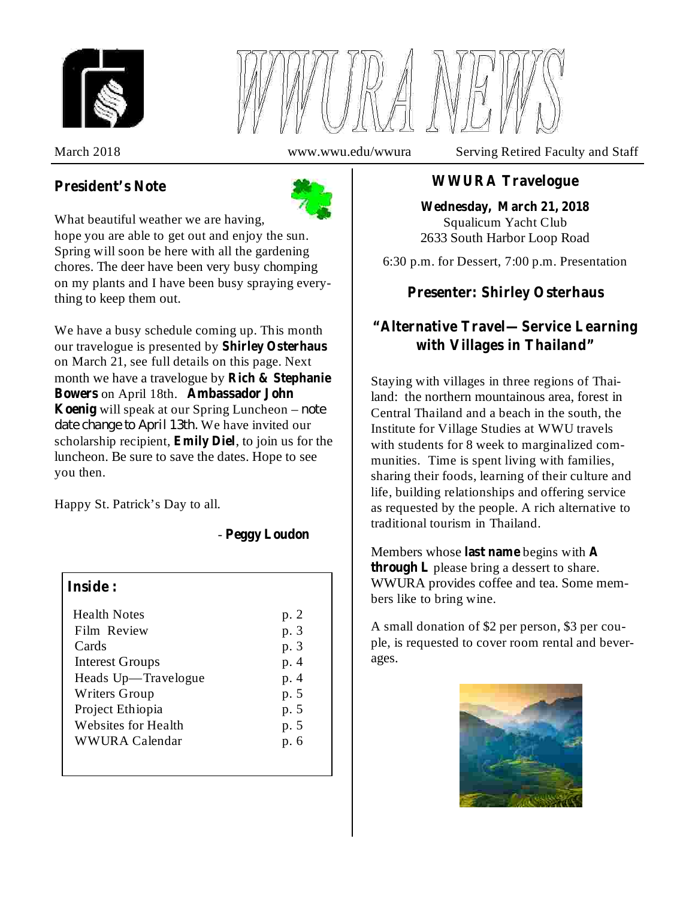# WWURA NEWS

March 2018 | www.wwu.edu/wwura | Serving Retired Faculty and Staff

## President's Note

What beautiful weather we are having, hope you are able to get out and enjoy the sun. Spring will soon be here with all the gardening chores. The deer have been very busy chomping on my plants and I have been busy spraying everything to keep them out.

We have a busy schedule coming up. This month our travelogue is presented by **Shirley Osterhaus** on March 21, see full details on this page. Next month we have a travelogue by **Rich & Stephanie Bowers** on April 18th. **Ambassador John Koenig** will speak at our Spring Luncheon – note date change to April 13th. We have invited our scholarship recipient, **Emily Diel**, to join us for the luncheon. Be sure to save the dates. Hope to see you then.

Happy St. Patrick's Day to all.

- **Peggy Loudon**

### Inside:

| | |
|---|---|
| Health Notes | p. 2 |
| Film Review | p. 3 |
| Cards | p. 3 |
| Interest Groups | p. 4 |
| Heads Up—Travelogue | p. 4 |
| Writers Group | p. 5 |
| Project Ethiopia | p. 5 |
| Websites for Health | p. 5 |
| WWURA Calendar | p. 6 |

## WWURA Travelogue

**Wednesday, March 21, 2018**
Squalicum Yacht Club
2633 South Harbor Loop Road

6:30 p.m. for Dessert, 7:00 p.m. Presentation

### Presenter: Shirley Osterhaus

### "Alternative Travel—Service Learning with Villages in Thailand"

Staying with villages in three regions of Thailand: the northern mountainous area, forest in Central Thailand and a beach in the south, the Institute for Village Studies at WWU travels with students for 8 week to marginalized communities. Time is spent living with families, sharing their foods, learning of their culture and life, building relationships and offering service as requested by the people. A rich alternative to traditional tourism in Thailand.

Members whose **last name** begins with **A through L** please bring a dessert to share. WWURA provides coffee and tea. Some members like to bring wine.

A small donation of $2 per person, $3 per couple, is requested to cover room rental and beverages.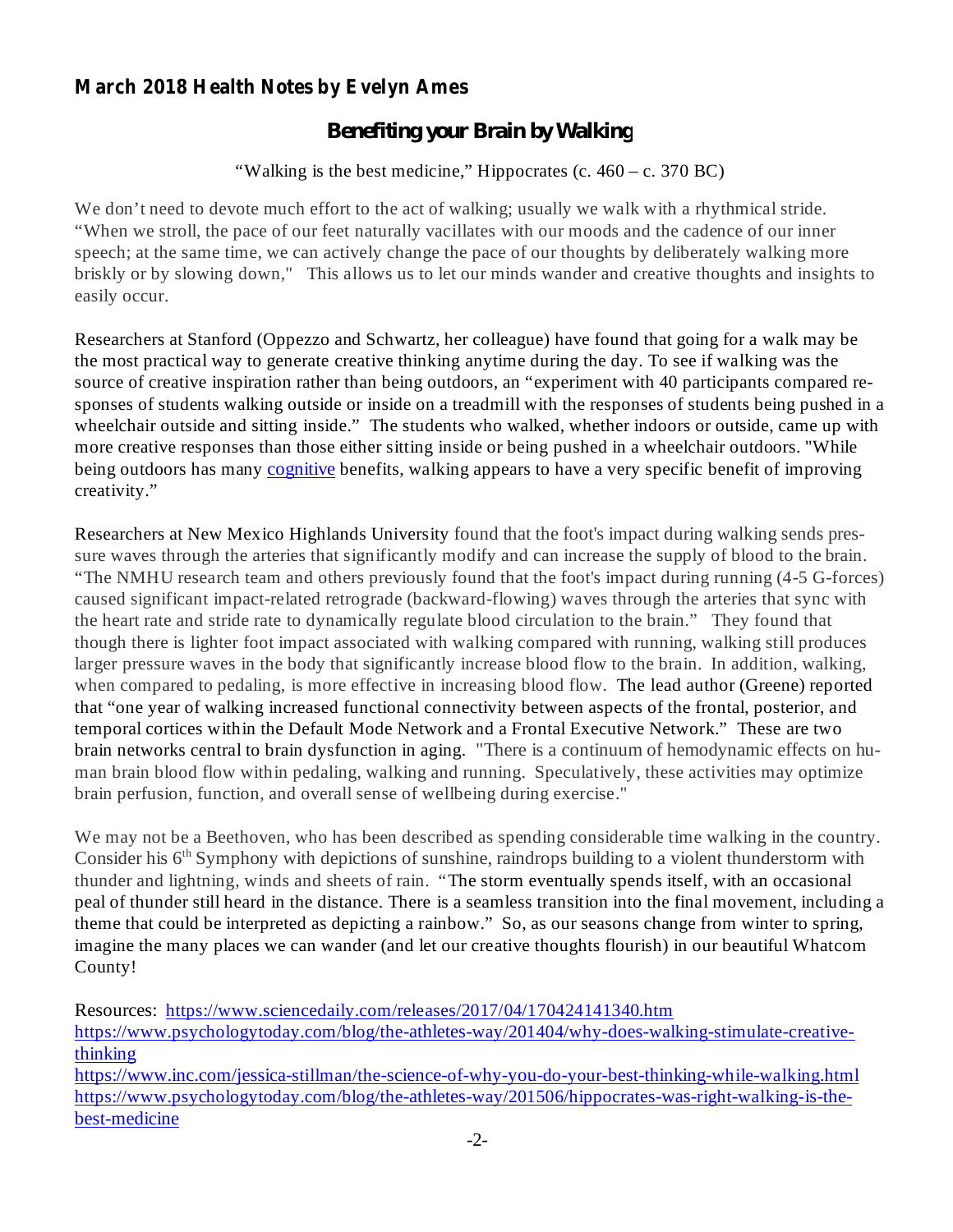**March 2018 Health Notes by Evelyn Ames**

## Benefiting your Brain by Walking

"Walking is the best medicine," Hippocrates (c. 460 – c. 370 BC)

We don't need to devote much effort to the act of walking; usually we walk with a rhythmical stride. "When we stroll, the pace of our feet naturally vacillates with our moods and the cadence of our inner speech; at the same time, we can actively change the pace of our thoughts by deliberately walking more briskly or by slowing down," This allows us to let our minds wander and creative thoughts and insights to easily occur.

Researchers at Stanford (Oppezzo and Schwartz, her colleague) have found that going for a walk may be the most practical way to generate creative thinking anytime during the day. To see if walking was the source of creative inspiration rather than being outdoors, an "experiment with 40 participants compared responses of students walking outside or inside on a treadmill with the responses of students being pushed in a wheelchair outside and sitting inside." The students who walked, whether indoors or outside, came up with more creative responses than those either sitting inside or being pushed in a wheelchair outdoors. "While being outdoors has many [cognitive]() benefits, walking appears to have a very specific benefit of improving creativity."

Researchers at New Mexico Highlands University found that the foot's impact during walking sends pressure waves through the arteries that significantly modify and can increase the supply of blood to the brain. "The NMHU research team and others previously found that the foot's impact during running (4-5 G-forces) caused significant impact-related retrograde (backward-flowing) waves through the arteries that sync with the heart rate and stride rate to dynamically regulate blood circulation to the brain." They found that though there is lighter foot impact associated with walking compared with running, walking still produces larger pressure waves in the body that significantly increase blood flow to the brain. In addition, walking, when compared to pedaling, is more effective in increasing blood flow. The lead author (Greene) reported that "one year of walking increased functional connectivity between aspects of the frontal, posterior, and temporal cortices within the Default Mode Network and a Frontal Executive Network." These are two brain networks central to brain dysfunction in aging. "There is a continuum of hemodynamic effects on human brain blood flow within pedaling, walking and running. Speculatively, these activities may optimize brain perfusion, function, and overall sense of wellbeing during exercise."

We may not be a Beethoven, who has been described as spending considerable time walking in the country. Consider his 6th Symphony with depictions of sunshine, raindrops building to a violent thunderstorm with thunder and lightning, winds and sheets of rain. "The storm eventually spends itself, with an occasional peal of thunder still heard in the distance. There is a seamless transition into the final movement, including a theme that could be interpreted as depicting a rainbow." So, as our seasons change from winter to spring, imagine the many places we can wander (and let our creative thoughts flourish) in our beautiful Whatcom County!

Resources: https://www.sciencedaily.com/releases/2017/04/170424141340.htm
https://www.psychologytoday.com/blog/the-athletes-way/201404/why-does-walking-stimulate-creative-thinking
https://www.inc.com/jessica-stillman/the-science-of-why-you-do-your-best-thinking-while-walking.html
https://www.psychologytoday.com/blog/the-athletes-way/201506/hippocrates-was-right-walking-is-the-best-medicine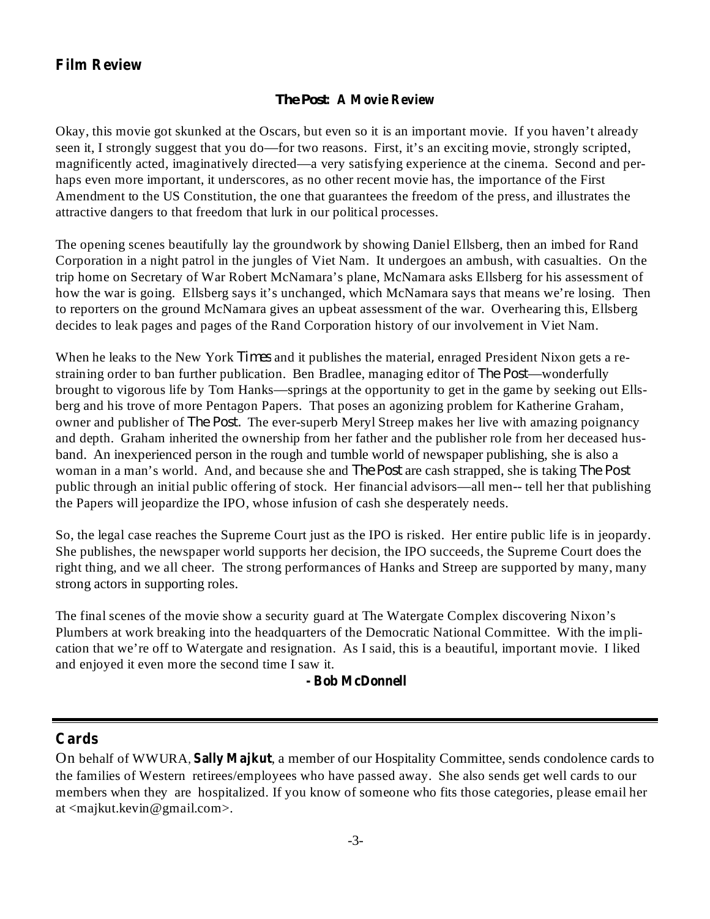## Film Review

### *The Post*: A Movie Review

Okay, this movie got skunked at the Oscars, but even so it is an important movie. If you haven't already seen it, I strongly suggest that you do—for two reasons. First, it's an exciting movie, strongly scripted, magnificently acted, imaginatively directed—a very satisfying experience at the cinema. Second and perhaps even more important, it underscores, as no other recent movie has, the importance of the First Amendment to the US Constitution, the one that guarantees the freedom of the press, and illustrates the attractive dangers to that freedom that lurk in our political processes.

The opening scenes beautifully lay the groundwork by showing Daniel Ellsberg, then an imbed for Rand Corporation in a night patrol in the jungles of Viet Nam. It undergoes an ambush, with casualties. On the trip home on Secretary of War Robert McNamara's plane, McNamara asks Ellsberg for his assessment of how the war is going. Ellsberg says it's unchanged, which McNamara says that means we're losing. Then to reporters on the ground McNamara gives an upbeat assessment of the war. Overhearing this, Ellsberg decides to leak pages and pages of the Rand Corporation history of our involvement in Viet Nam.

When he leaks to the New York *Times* and it publishes the material, enraged President Nixon gets a restraining order to ban further publication. Ben Bradlee, managing editor of *The Post*—wonderfully brought to vigorous life by Tom Hanks—springs at the opportunity to get in the game by seeking out Ellsberg and his trove of more Pentagon Papers. That poses an agonizing problem for Katherine Graham, owner and publisher of *The Post*. The ever-superb Meryl Streep makes her live with amazing poignancy and depth. Graham inherited the ownership from her father and the publisher role from her deceased husband. An inexperienced person in the rough and tumble world of newspaper publishing, she is also a woman in a man's world. And, and because she and *The Post* are cash strapped, she is taking *The Post* public through an initial public offering of stock. Her financial advisors—all men-- tell her that publishing the Papers will jeopardize the IPO, whose infusion of cash she desperately needs.

So, the legal case reaches the Supreme Court just as the IPO is risked. Her entire public life is in jeopardy. She publishes, the newspaper world supports her decision, the IPO succeeds, the Supreme Court does the right thing, and we all cheer. The strong performances of Hanks and Streep are supported by many, many strong actors in supporting roles.

The final scenes of the movie show a security guard at The Watergate Complex discovering Nixon's Plumbers at work breaking into the headquarters of the Democratic National Committee. With the implication that we're off to Watergate and resignation. As I said, this is a beautiful, important movie. I liked and enjoyed it even more the second time I saw it.

**- Bob McDonnell**

---

## Cards

On behalf of WWURA, **Sally Majkut**, a member of our Hospitality Committee, sends condolence cards to the families of Western retirees/employees who have passed away. She also sends get well cards to our members when they are hospitalized. If you know of someone who fits those categories, please email her at <majkut.kevin@gmail.com>.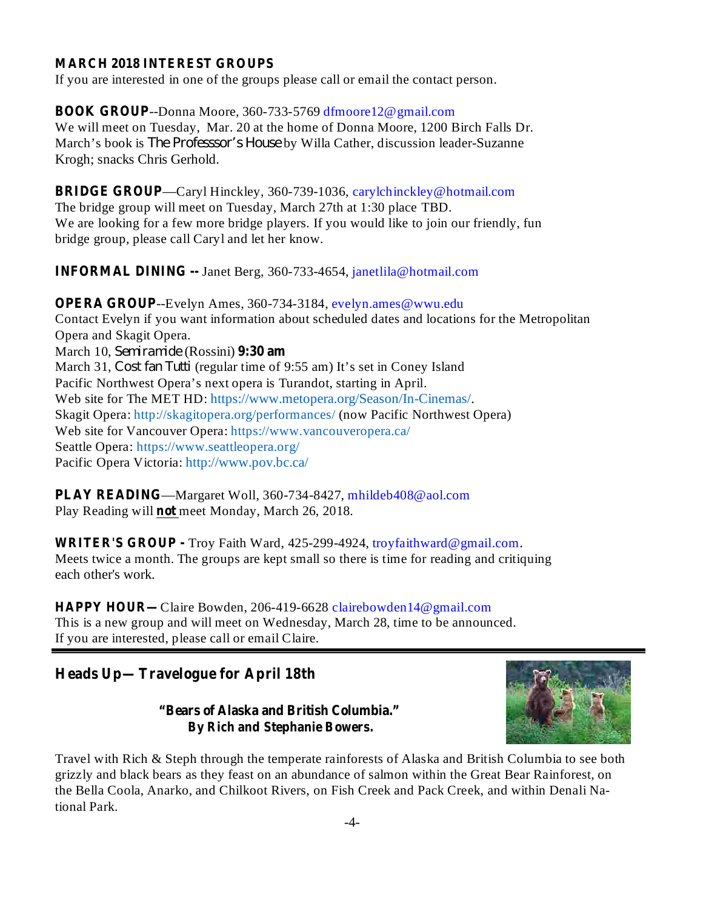## MARCH 2018 INTEREST GROUPS

If you are interested in one of the groups please call or email the contact person.

**BOOK GROUP**--Donna Moore, 360-733-5769 dfmoore12@gmail.com
We will meet on Tuesday, Mar. 20 at the home of Donna Moore, 1200 Birch Falls Dr.
March's book is *The Professsor's House* by Willa Cather, discussion leader-Suzanne Krogh; snacks Chris Gerhold.

**BRIDGE GROUP**—Caryl Hinckley, 360-739-1036, carylchinckley@hotmail.com
The bridge group will meet on Tuesday, March 27th at 1:30 place TBD.
We are looking for a few more bridge players. If you would like to join our friendly, fun bridge group, please call Caryl and let her know.

**INFORMAL DINING --** Janet Berg, 360-733-4654, janetlila@hotmail.com

**OPERA GROUP**--Evelyn Ames, 360-734-3184, evelyn.ames@wwu.edu
Contact Evelyn if you want information about scheduled dates and locations for the Metropolitan Opera and Skagit Opera.
March 10, *Semiramide* (Rossini) **9:30 am**
March 31, *Cost fan Tutti* (regular time of 9:55 am) It's set in Coney Island
Pacific Northwest Opera's next opera is Turandot, starting in April.
Web site for The MET HD: https://www.metopera.org/Season/In-Cinemas/.
Skagit Opera: http://skagitopera.org/performances/ (now Pacific Northwest Opera)
Web site for Vancouver Opera: https://www.vancouveropera.ca/
Seattle Opera: https://www.seattleopera.org/
Pacific Opera Victoria: http://www.pov.bc.ca/

**PLAY READING**—Margaret Woll, 360-734-8427, mhildeb408@aol.com
Play Reading will **not** meet Monday, March 26, 2018.

**WRITER'S GROUP -** Troy Faith Ward, 425-299-4924, troyfaithward@gmail.com.
Meets twice a month. The groups are kept small so there is time for reading and critiquing each other's work.

**HAPPY HOUR—** Claire Bowden, 206-419-6628 clairebowden14@gmail.com
This is a new group and will meet on Wednesday, March 28, time to be announced.
If you are interested, please call or email Claire.

---

## Heads Up— Travelogue for April 18th

**"Bears of Alaska and British Columbia."**
**By Rich and Stephanie Bowers.**

Travel with Rich & Steph through the temperate rainforests of Alaska and British Columbia to see both grizzly and black bears as they feast on an abundance of salmon within the Great Bear Rainforest, on the Bella Coola, Anarko, and Chilkoot Rivers, on Fish Creek and Pack Creek, and within Denali National Park.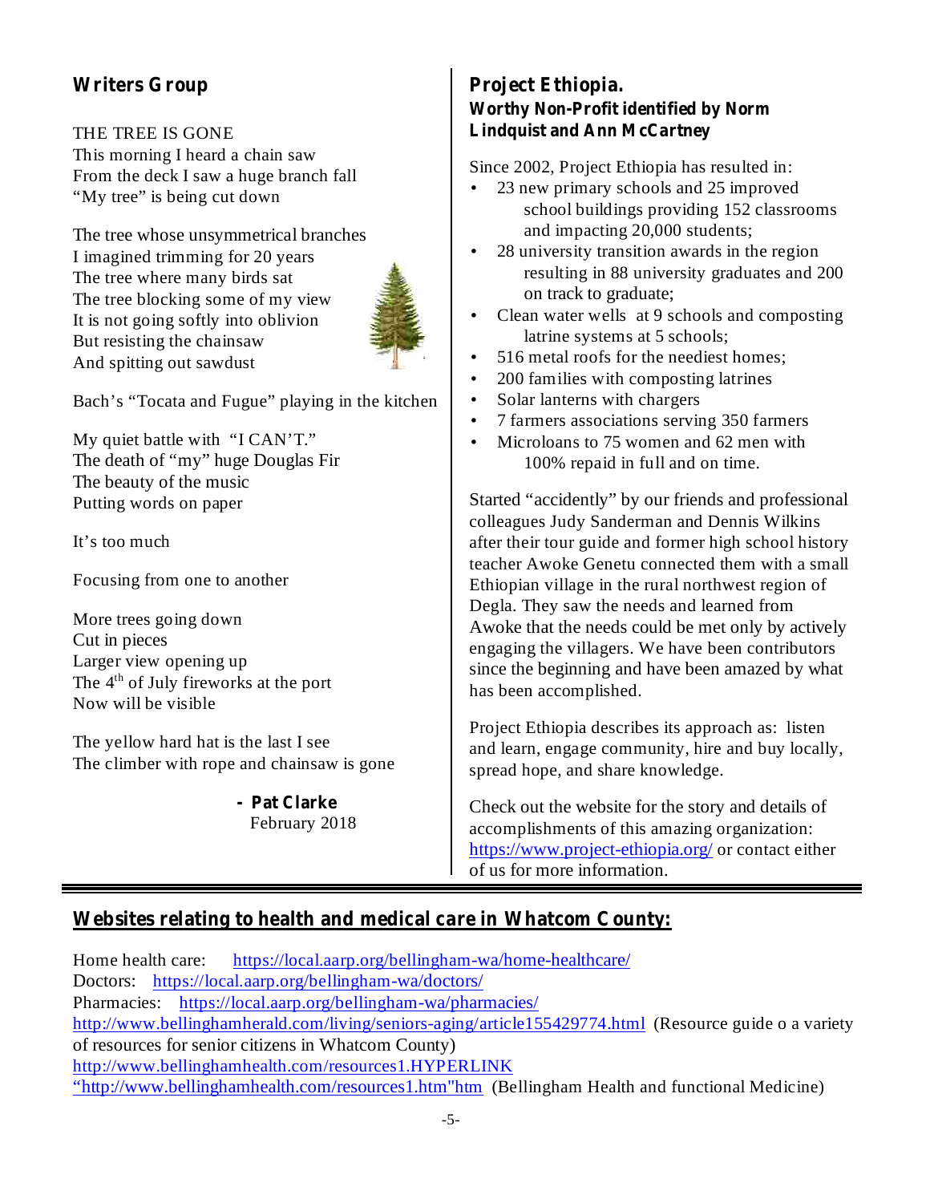## Writers Group

THE TREE IS GONE
This morning I heard a chain saw
From the deck I saw a huge branch fall
"My tree" is being cut down

The tree whose unsymmetrical branches
I imagined trimming for 20 years
The tree where many birds sat
The tree blocking some of my view
It is not going softly into oblivion
But resisting the chainsaw
And spitting out sawdust

Bach's "Tocata and Fugue" playing in the kitchen

My quiet battle with "I CAN'T."
The death of "my" huge Douglas Fir
The beauty of the music
Putting words on paper

It's too much

Focusing from one to another

More trees going down
Cut in pieces
Larger view opening up
The 4th of July fireworks at the port
Now will be visible

The yellow hard hat is the last I see
The climber with rope and chainsaw is gone

**- Pat Clarke**
February 2018

## Project Ethiopia.

### Worthy Non-Profit identified by Norm Lindquist and Ann McCartney

Since 2002, Project Ethiopia has resulted in:

- 23 new primary schools and 25 improved school buildings providing 152 classrooms and impacting 20,000 students;
- 28 university transition awards in the region resulting in 88 university graduates and 200 on track to graduate;
- Clean water wells at 9 schools and composting latrine systems at 5 schools;
- 516 metal roofs for the neediest homes;
- 200 families with composting latrines
- Solar lanterns with chargers
- 7 farmers associations serving 350 farmers
- Microloans to 75 women and 62 men with 100% repaid in full and on time.

Started "accidently" by our friends and professional colleagues Judy Sanderman and Dennis Wilkins after their tour guide and former high school history teacher Awoke Genetu connected them with a small Ethiopian village in the rural northwest region of Degla. They saw the needs and learned from Awoke that the needs could be met only by actively engaging the villagers. We have been contributors since the beginning and have been amazed by what has been accomplished.

Project Ethiopia describes its approach as: listen and learn, engage community, hire and buy locally, spread hope, and share knowledge.

Check out the website for the story and details of accomplishments of this amazing organization: https://www.project-ethiopia.org/ or contact either of us for more information.

---

## Websites relating to health and medical care in Whatcom County:

Home health care: https://local.aarp.org/bellingham-wa/home-healthcare/
Doctors: https://local.aarp.org/bellingham-wa/doctors/
Pharmacies: https://local.aarp.org/bellingham-wa/pharmacies/
http://www.bellinghamherald.com/living/seniors-aging/article155429774.html (Resource guide o a variety of resources for senior citizens in Whatcom County)
http://www.bellinghamhealth.com/resources1.HYPERLINK "http://www.bellinghamhealth.com/resources1.htm"htm (Bellingham Health and functional Medicine)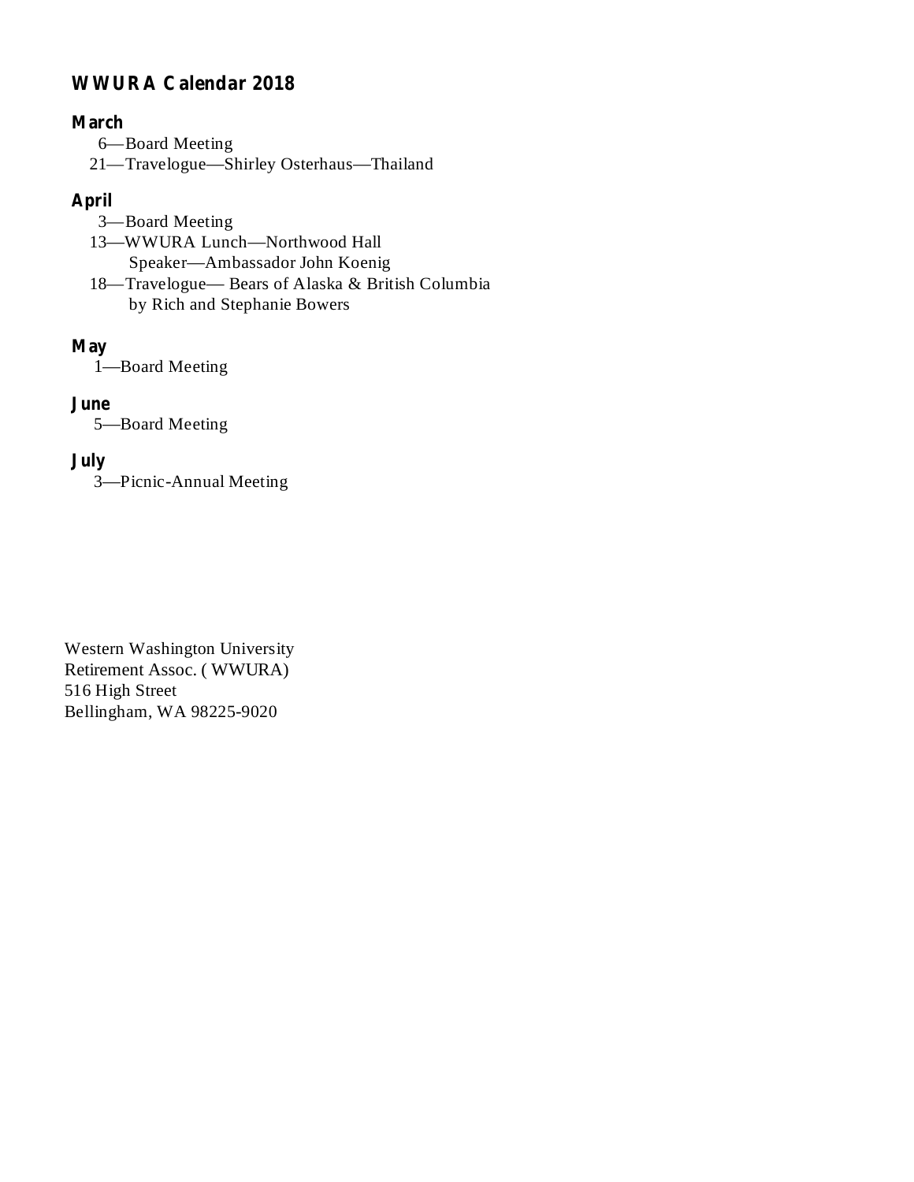## WWURA Calendar 2018

### March

6—Board Meeting
21—Travelogue—Shirley Osterhaus—Thailand

### April

3—Board Meeting
13—WWURA Lunch—Northwood Hall
Speaker—Ambassador John Koenig
18—Travelogue— Bears of Alaska & British Columbia
by Rich and Stephanie Bowers

### May

1—Board Meeting

### June

5—Board Meeting

### July

3—Picnic-Annual Meeting

Western Washington University
Retirement Assoc. ( WWURA)
516 High Street
Bellingham, WA 98225-9020